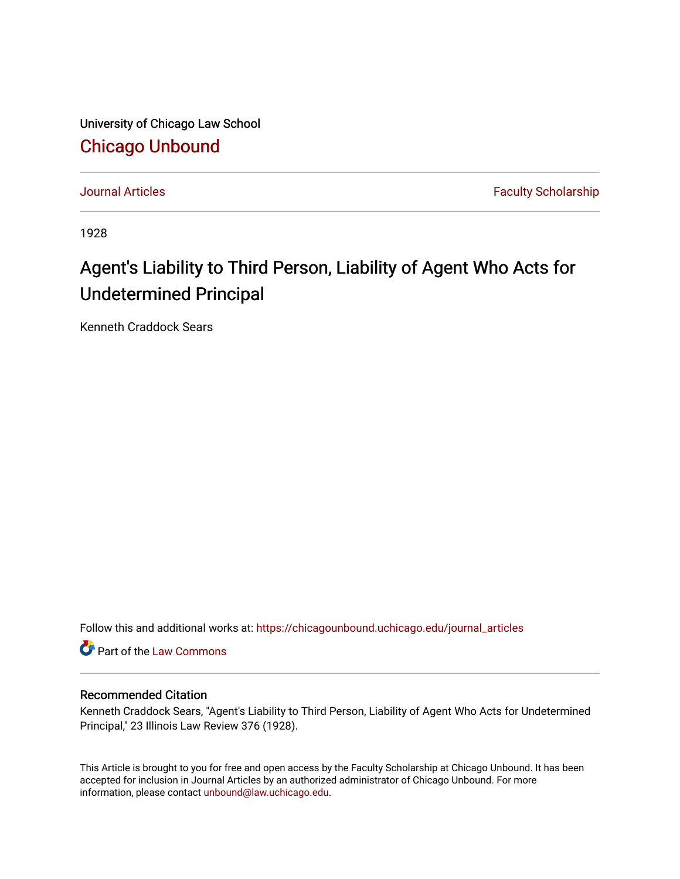University of Chicago Law School

## Chicago Unbound

Journal Articles | Faculty Scholarship

1928

# Agent's Liability to Third Person, Liability of Agent Who Acts for Undetermined Principal

Kenneth Craddock Sears

Follow this and additional works at: https://chicagounbound.uchicago.edu/journal_articles

Part of the Law Commons

### Recommended Citation

Kenneth Craddock Sears, "Agent's Liability to Third Person, Liability of Agent Who Acts for Undetermined Principal," 23 Illinois Law Review 376 (1928).

This Article is brought to you for free and open access by the Faculty Scholarship at Chicago Unbound. It has been accepted for inclusion in Journal Articles by an authorized administrator of Chicago Unbound. For more information, please contact unbound@law.uchicago.edu.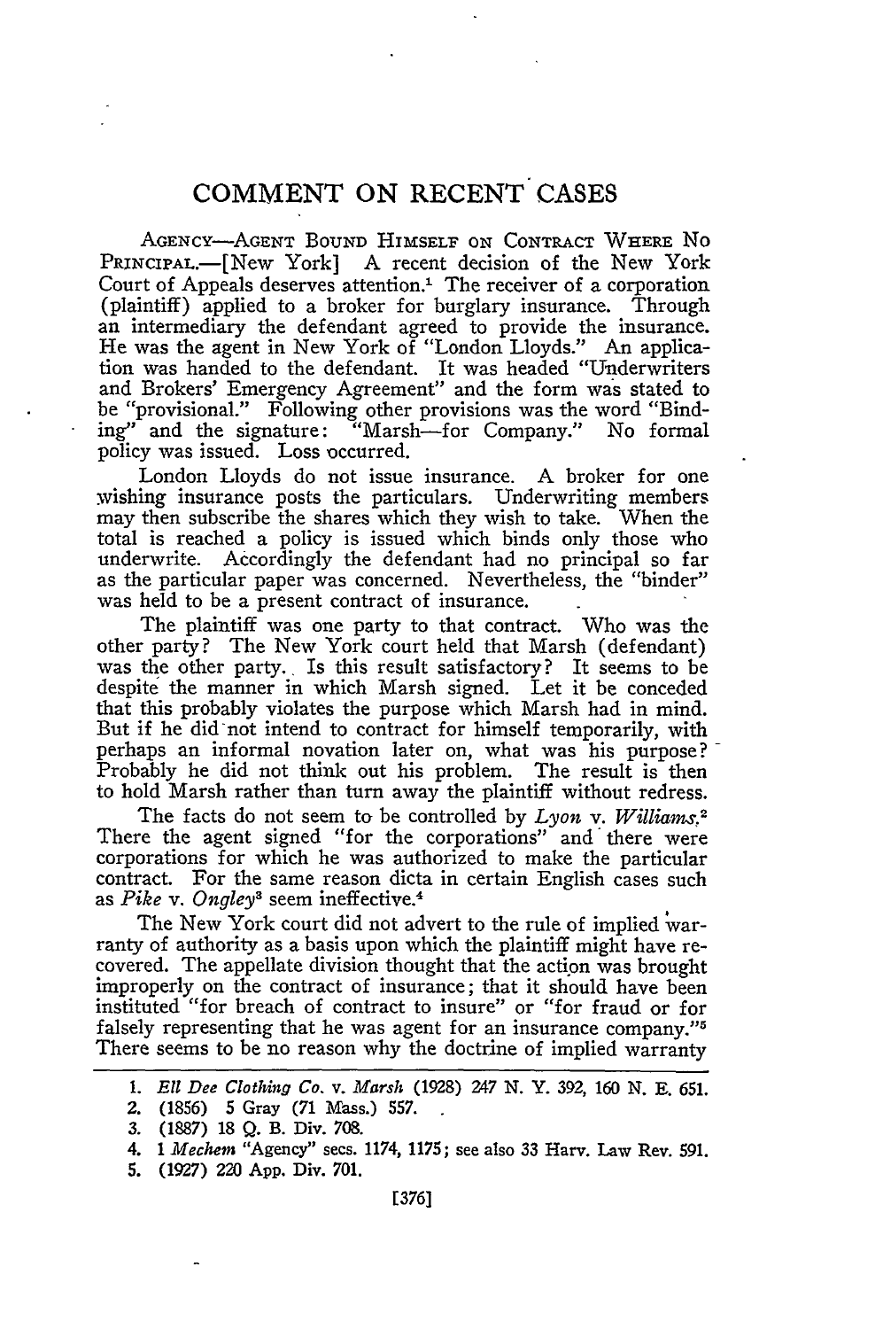# COMMENT ON RECENT CASES

AGENCY—AGENT BOUND HIMSELF ON CONTRACT WHERE NO PRINCIPAL.—[New York] A recent decision of the New York Court of Appeals deserves attention.[1] The receiver of a corporation (plaintiff) applied to a broker for burglary insurance. Through an intermediary the defendant agreed to provide the insurance. He was the agent in New York of "London Lloyds." An application was handed to the defendant. It was headed "Underwriters and Brokers' Emergency Agreement" and the form was stated to be "provisional." Following other provisions was the word "Binding" and the signature: "Marsh—for Company." No formal policy was issued. Loss occurred.

London Lloyds do not issue insurance. A broker for one wishing insurance posts the particulars. Underwriting members may then subscribe the shares which they wish to take. When the total is reached a policy is issued which binds only those who underwrite. Accordingly the defendant had no principal so far as the particular paper was concerned. Nevertheless, the "binder" was held to be a present contract of insurance.

The plaintiff was one party to that contract. Who was the other party? The New York court held that Marsh (defendant) was the other party. Is this result satisfactory? It seems to be despite the manner in which Marsh signed. Let it be conceded that this probably violates the purpose which Marsh had in mind. But if he did not intend to contract for himself temporarily, with perhaps an informal novation later on, what was his purpose? Probably he did not think out his problem. The result is then to hold Marsh rather than turn away the plaintiff without redress.

The facts do not seem to be controlled by *Lyon* v. *Williams*.[2] There the agent signed "for the corporations" and there were corporations for which he was authorized to make the particular contract. For the same reason dicta in certain English cases such as *Pike* v. *Ongley*[3] seem ineffective.[4]

The New York court did not advert to the rule of implied warranty of authority as a basis upon which the plaintiff might have recovered. The appellate division thought that the action was brought improperly on the contract of insurance; that it should have been instituted "for breach of contract to insure" or "for fraud or for falsely representing that he was agent for an insurance company."[5] There seems to be no reason why the doctrine of implied warranty

---

1. *Ell Dee Clothing Co.* v. *Marsh* (1928) 247 N. Y. 392, 160 N. E. 651.
2. (1856) 5 Gray (71 Mass.) 557.
3. (1887) 18 Q. B. Div. 708.
4. 1 *Mechem* "Agency" secs. 1174, 1175; see also 33 Harv. Law Rev. 591.
5. (1927) 220 App. Div. 701.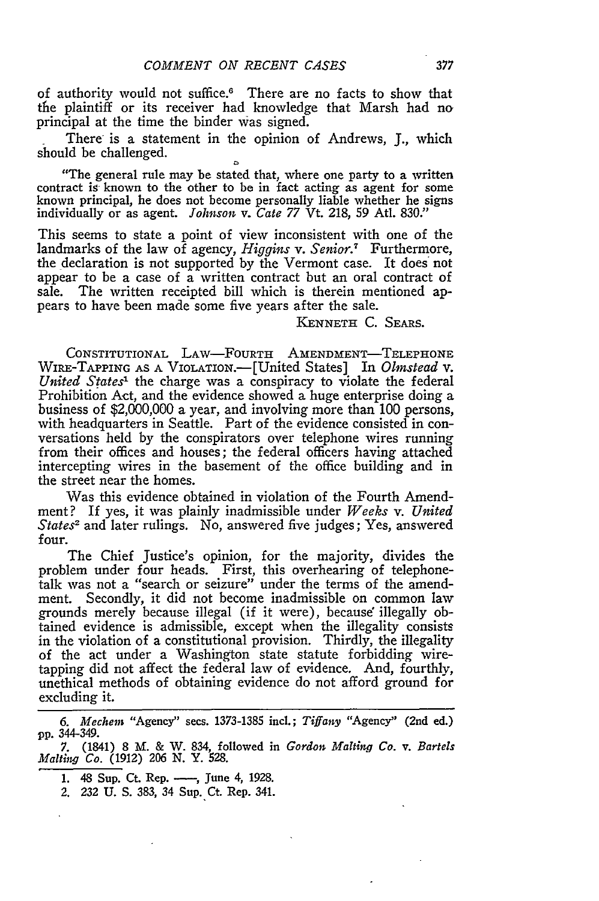of authority would not suffice.[6] There are no facts to show that the plaintiff or its receiver had knowledge that Marsh had no principal at the time the binder was signed.

There is a statement in the opinion of Andrews, J., which should be challenged.

> "The general rule may be stated that, where one party to a written contract is known to the other to be in fact acting as agent for some known principal, he does not become personally liable whether he signs individually or as agent. *Johnson* v. *Cate* 77 Vt. 218, 59 Atl. 830."

This seems to state a point of view inconsistent with one of the landmarks of the law of agency, *Higgins* v. *Senior*.[7] Furthermore, the declaration is not supported by the Vermont case. It does not appear to be a case of a written contract but an oral contract of sale. The written receipted bill which is therein mentioned appears to have been made some five years after the sale.

KENNETH C. SEARS.

CONSTITUTIONAL LAW—FOURTH AMENDMENT—TELEPHONE WIRE-TAPPING AS A VIOLATION.—[United States] In *Olmstead* v. *United States*[1] the charge was a conspiracy to violate the federal Prohibition Act, and the evidence showed a huge enterprise doing a business of $2,000,000 a year, and involving more than 100 persons, with headquarters in Seattle. Part of the evidence consisted in conversations held by the conspirators over telephone wires running from their offices and houses; the federal officers having attached intercepting wires in the basement of the office building and in the street near the homes.

Was this evidence obtained in violation of the Fourth Amendment? If yes, it was plainly inadmissible under *Weeks* v. *United States*[2] and later rulings. No, answered five judges; Yes, answered four.

The Chief Justice's opinion, for the majority, divides the problem under four heads. First, this overhearing of telephone-talk was not a "search or seizure" under the terms of the amendment. Secondly, it did not become inadmissible on common law grounds merely because illegal (if it were), because illegally obtained evidence is admissible, except when the illegality consists in the violation of a constitutional provision. Thirdly, the illegality of the act under a Washington state statute forbidding wire-tapping did not affect the federal law of evidence. And, fourthly, unethical methods of obtaining evidence do not afford ground for excluding it.

---

6. *Mechem* "Agency" secs. 1373-1385 incl.; *Tiffany* "Agency" (2nd ed.) pp. 344-349.

7. (1841) 8 M. & W. 834, followed in *Gordon Malting Co.* v. *Bartels Malting Co.* (1912) 206 N. Y. 528.

1. 48 Sup. Ct. Rep. ——, June 4, 1928.

2. 232 U. S. 383, 34 Sup. Ct. Rep. 341.